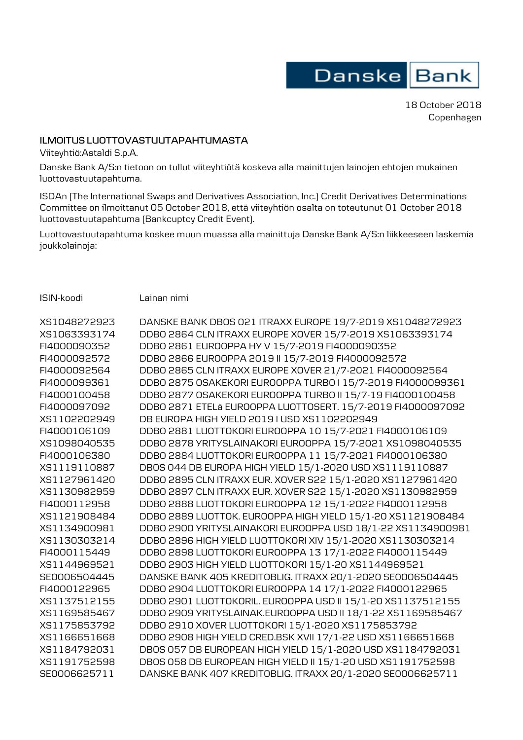18 October 2018
Copenhagen

**ILMOITUS LUOTTOVASTUUTAPAHTUMASTA**

Viiteyhtiö:Astaldi S.p.A.

Danske Bank A/S:n tietoon on tullut viiteyhtiötä koskeva alla mainittujen lainojen ehtojen mukainen luottovastuutapahtuma.

ISDAn (The International Swaps and Derivatives Association, Inc.) Credit Derivatives Determinations Committee on ilmoittanut 05 October 2018, että viiteyhtiön osalta on toteutunut 01 October 2018 luottovastuutapahtuma (Bankcuptcy Credit Event).

Luottovastuutapahtuma koskee muun muassa alla mainittuja Danske Bank A/S:n liikkeeseen laskemia joukkolainoja:

| ISIN-koodi | Lainan nimi |
|---|---|
| XS1048272923 | DANSKE BANK DBOS 021 ITRAXX EUROPE 19/7-2019 XS1048272923 |
| XS1063393174 | DDBO 2864 CLN ITRAXX EUROPE XOVER 15/7-2019 XS1063393174 |
| FI4000090352 | DDBO 2861 EUROOPPA HY V 15/7-2019 FI4000090352 |
| FI4000092572 | DDBO 2866 EUROOPPA 2019 II 15/7-2019 FI4000092572 |
| FI4000092564 | DDBO 2865 CLN ITRAXX EUROPE XOVER 21/7-2021 FI4000092564 |
| FI4000099361 | DDBO 2875 OSAKEKORI EUROOPPA TURBO I 15/7-2019 FI4000099361 |
| FI4000100458 | DDBO 2877 OSAKEKORI EUROOPPA TURBO II 15/7-19 FI4000100458 |
| FI4000097092 | DDBO 2871 ETELä EUROOPPA LUOTTOSERT. 15/7-2019 FI4000097092 |
| XS1102202949 | DB EUROPA HIGH YIELD 2019 I USD XS1102202949 |
| FI4000106109 | DDBO 2881 LUOTTOKORI EUROOPPA 10 15/7-2021 FI4000106109 |
| XS1098040535 | DDBO 2878 YRITYSLAINAKORI EUROOPPA 15/7-2021 XS1098040535 |
| FI4000106380 | DDBO 2884 LUOTTOKORI EUROOPPA 11 15/7-2021 FI4000106380 |
| XS1119110887 | DBOS 044 DB EUROPA HIGH YIELD 15/1-2020 USD XS1119110887 |
| XS1127961420 | DDBO 2895 CLN ITRAXX EUR. XOVER S22 15/1-2020 XS1127961420 |
| XS1130982959 | DDBO 2897 CLN ITRAXX EUR. XOVER S22 15/1-2020 XS1130982959 |
| FI4000112958 | DDBO 2888 LUOTTOKORI EUROOPPA 12 15/1-2022 FI4000112958 |
| XS1121908484 | DDBO 2889 LUOTTOK. EUROOPPA HIGH YIELD 15/1-20 XS1121908484 |
| XS1134900981 | DDBO 2900 YRITYSLAINAKORI EUROOPPA USD 18/1-22 XS1134900981 |
| XS1130303214 | DDBO 2896 HIGH YIELD LUOTTOKORI XIV 15/1-2020 XS1130303214 |
| FI4000115449 | DDBO 2898 LUOTTOKORI EUROOPPA 13 17/1-2022 FI4000115449 |
| XS1144969521 | DDBO 2903 HIGH YIELD LUOTTOKORI 15/1-20 XS1144969521 |
| SE0006504445 | DANSKE BANK 405 KREDITOBLIG. ITRAXX 20/1-2020 SE0006504445 |
| FI4000122965 | DDBO 2904 LUOTTOKORI EUROOPPA 14 17/1-2022 FI4000122965 |
| XS1137512155 | DDBO 2901 LUOTTOKORIL. EUROOPPA USD II 15/1-20 XS1137512155 |
| XS1169585467 | DDBO 2909 YRITYSLAINAK.EUROOPPA USD II 18/1-22 XS1169585467 |
| XS1175853792 | DDBO 2910 XOVER LUOTTOKORI 15/1-2020 XS1175853792 |
| XS1166651668 | DDBO 2908 HIGH YIELD CRED.BSK XVII 17/1-22 USD XS1166651668 |
| XS1184792031 | DBOS 057 DB EUROPEAN HIGH YIELD 15/1-2020 USD XS1184792031 |
| XS1191752598 | DBOS 058 DB EUROPEAN HIGH YIELD II 15/1-20 USD XS1191752598 |
| SE0006625711 | DANSKE BANK 407 KREDITOBLIG. ITRAXX 20/1-2020 SE0006625711 |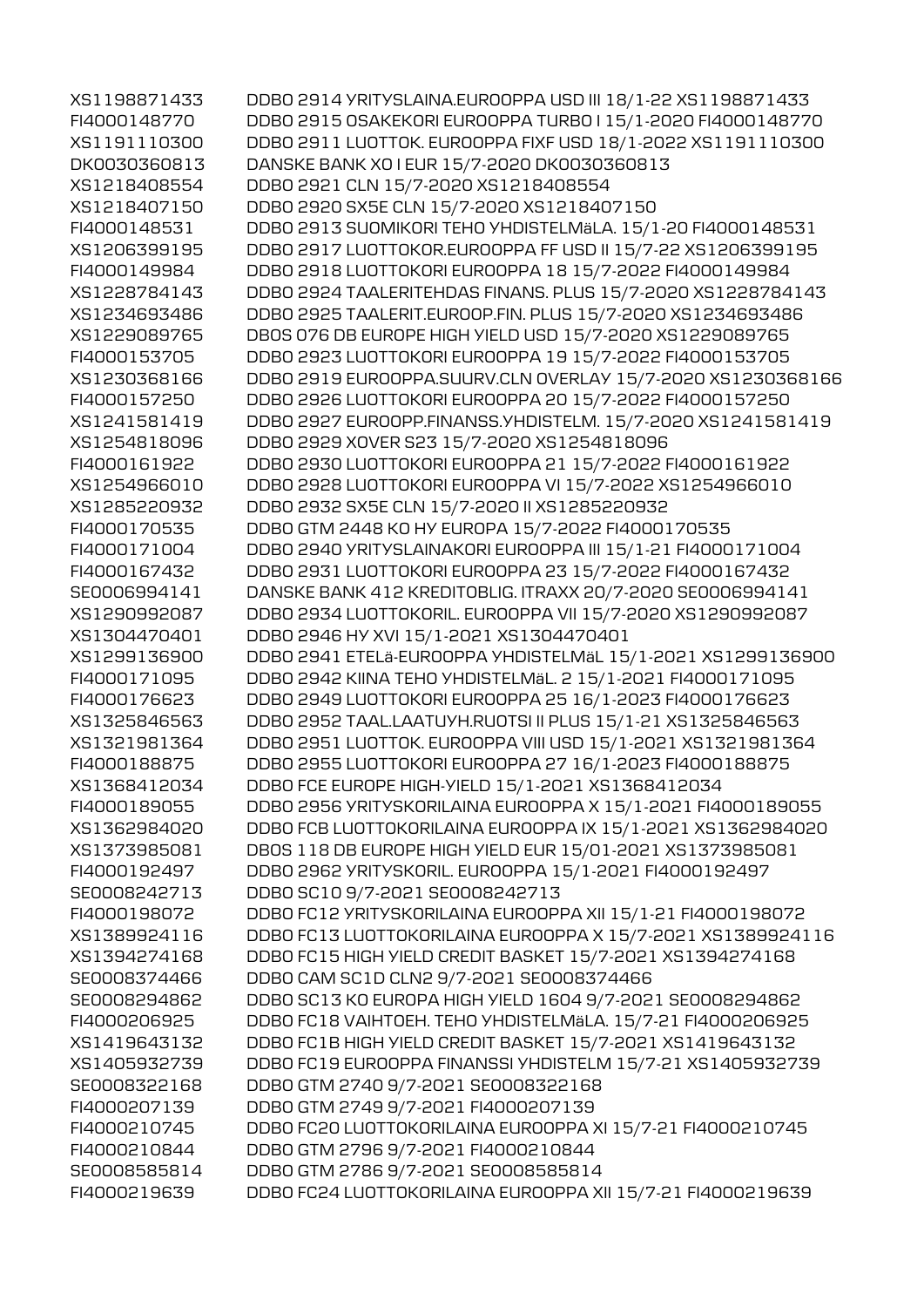| | |
|---|---|
| XS1198871433 | DDBO 2914 YRITYSLAINA.EUROOPPA USD III 18/1-22 XS1198871433 |
| FI4000148770 | DDBO 2915 OSAKEKORI EUROOPPA TURBO I 15/1-2020 FI4000148770 |
| XS1191110300 | DDBO 2911 LUOTTOK. EUROOPPA FIXF USD 18/1-2022 XS1191110300 |
| DK0030360813 | DANSKE BANK XO I EUR 15/7-2020 DK0030360813 |
| XS1218408554 | DDBO 2921 CLN 15/7-2020 XS1218408554 |
| XS1218407150 | DDBO 2920 SX5E CLN 15/7-2020 XS1218407150 |
| FI4000148531 | DDBO 2913 SUOMIKORI TEHO YHDISTELMäLA. 15/1-20 FI4000148531 |
| XS1206399195 | DDBO 2917 LUOTTOKOR.EUROOPPA FF USD II 15/7-22 XS1206399195 |
| FI4000149984 | DDBO 2918 LUOTTOKORI EUROOPPA 18 15/7-2022 FI4000149984 |
| XS1228784143 | DDBO 2924 TAALERITEHDAS FINANS. PLUS 15/7-2020 XS1228784143 |
| XS1234693486 | DDBO 2925 TAALERIT.EUROOP.FIN. PLUS 15/7-2020 XS1234693486 |
| XS1229089765 | DBOS 076 DB EUROPE HIGH YIELD USD 15/7-2020 XS1229089765 |
| FI4000153705 | DDBO 2923 LUOTTOKORI EUROOPPA 19 15/7-2022 FI4000153705 |
| XS1230368166 | DDBO 2919 EUROOPPA.SUURV.CLN OVERLAY 15/7-2020 XS1230368166 |
| FI4000157250 | DDBO 2926 LUOTTOKORI EUROOPPA 20 15/7-2022 FI4000157250 |
| XS1241581419 | DDBO 2927 EUROOPP.FINANSS.YHDISTELM. 15/7-2020 XS1241581419 |
| XS1254818096 | DDBO 2929 XOVER S23 15/7-2020 XS1254818096 |
| FI4000161922 | DDBO 2930 LUOTTOKORI EUROOPPA 21 15/7-2022 FI4000161922 |
| XS1254966010 | DDBO 2928 LUOTTOKORI EUROOPPA VI 15/7-2022 XS1254966010 |
| XS1285220932 | DDBO 2932 SX5E CLN 15/7-2020 II XS1285220932 |
| FI4000170535 | DDBO GTM 2448 KO HY EUROPA 15/7-2022 FI4000170535 |
| FI4000171004 | DDBO 2940 YRITYSLAINAKORI EUROOPPA III 15/1-21 FI4000171004 |
| FI4000167432 | DDBO 2931 LUOTTOKORI EUROOPPA 23 15/7-2022 FI4000167432 |
| SE0006994141 | DANSKE BANK 412 KREDITOBLIG. ITRAXX 20/7-2020 SE0006994141 |
| XS1290992087 | DDBO 2934 LUOTTOKORIL. EUROOPPA VII 15/7-2020 XS1290992087 |
| XS1304470401 | DDBO 2946 HY XVI 15/1-2021 XS1304470401 |
| XS1299136900 | DDBO 2941 ETELä-EUROOPPA YHDISTELMäL 15/1-2021 XS1299136900 |
| FI4000171095 | DDBO 2942 KIINA TEHO YHDISTELMäL. 2 15/1-2021 FI4000171095 |
| FI4000176623 | DDBO 2949 LUOTTOKORI EUROOPPA 25 16/1-2023 FI4000176623 |
| XS1325846563 | DDBO 2952 TAAL.LAATUYH.RUOTSI II PLUS 15/1-21 XS1325846563 |
| XS1321981364 | DDBO 2951 LUOTTOK. EUROOPPA VIII USD 15/1-2021 XS1321981364 |
| FI4000188875 | DDBO 2955 LUOTTOKORI EUROOPPA 27 16/1-2023 FI4000188875 |
| XS1368412034 | DDBO FCE EUROPE HIGH-YIELD 15/1-2021 XS1368412034 |
| FI4000189055 | DDBO 2956 YRITYSKORILAINA EUROOPPA X 15/1-2021 FI4000189055 |
| XS1362984020 | DDBO FCB LUOTTOKORILAINA EUROOPPA IX 15/1-2021 XS1362984020 |
| XS1373985081 | DBOS 118 DB EUROPE HIGH YIELD EUR 15/01-2021 XS1373985081 |
| FI4000192497 | DDBO 2962 YRITYSKORIL. EUROOPPA 15/1-2021 FI4000192497 |
| SE0008242713 | DDBO SC10 9/7-2021 SE0008242713 |
| FI4000198072 | DDBO FC12 YRITYSKORILAINA EUROOPPA XII 15/1-21 FI4000198072 |
| XS1389924116 | DDBO FC13 LUOTTOKORILAINA EUROOPPA X 15/7-2021 XS1389924116 |
| XS1394274168 | DDBO FC15 HIGH YIELD CREDIT BASKET 15/7-2021 XS1394274168 |
| SE0008374466 | DDBO CAM SC1D CLN2 9/7-2021 SE0008374466 |
| SE0008294862 | DDBO SC13 KO EUROPA HIGH YIELD 1604 9/7-2021 SE0008294862 |
| FI4000206925 | DDBO FC18 VAIHTOEH. TEHO YHDISTELMäLA. 15/7-21 FI4000206925 |
| XS1419643132 | DDBO FC1B HIGH YIELD CREDIT BASKET 15/7-2021 XS1419643132 |
| XS1405932739 | DDBO FC19 EUROOPPA FINANSSI YHDISTELM 15/7-21 XS1405932739 |
| SE0008322168 | DDBO GTM 2740 9/7-2021 SE0008322168 |
| FI4000207139 | DDBO GTM 2749 9/7-2021 FI4000207139 |
| FI4000210745 | DDBO FC20 LUOTTOKORILAINA EUROOPPA XI 15/7-21 FI4000210745 |
| FI4000210844 | DDBO GTM 2796 9/7-2021 FI4000210844 |
| SE0008585814 | DDBO GTM 2786 9/7-2021 SE0008585814 |
| FI4000219639 | DDBO FC24 LUOTTOKORILAINA EUROOPPA XII 15/7-21 FI4000219639 |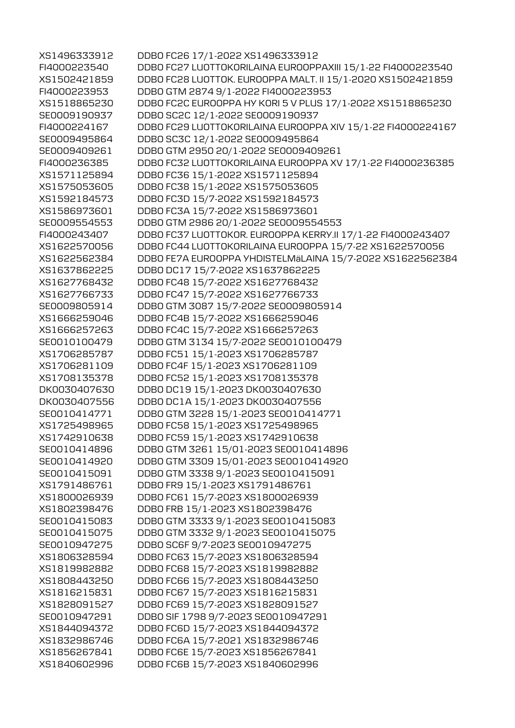| | |
|---|---|
| XS1496333912 | DDBO FC26 17/1-2022 XS1496333912 |
| FI4000223540 | DDBO FC27 LUOTTOKORILAINA EUROOPPAXIII 15/1-22 FI4000223540 |
| XS1502421859 | DDBO FC28 LUOTTOK. EUROOPPA MALT. II 15/1-2020 XS1502421859 |
| FI4000223953 | DDBO GTM 2874 9/1-2022 FI4000223953 |
| XS1518865230 | DDBO FC2C EUROOPPA HY KORI 5 V PLUS 17/1-2022 XS1518865230 |
| SE0009190937 | DDBO SC2C 12/1-2022 SE0009190937 |
| FI4000224167 | DDBO FC29 LUOTTOKORILAINA EUROOPPA XIV 15/1-22 FI4000224167 |
| SE0009495864 | DDBO SC3C 12/1-2022 SE0009495864 |
| SE0009409261 | DDBO GTM 2950 20/1-2022 SE0009409261 |
| FI4000236385 | DDBO FC32 LUOTTOKORILAINA EUROOPPA XV 17/1-22 FI4000236385 |
| XS1571125894 | DDBO FC36 15/1-2022 XS1571125894 |
| XS1575053605 | DDBO FC38 15/1-2022 XS1575053605 |
| XS1592184573 | DDBO FC3D 15/7-2022 XS1592184573 |
| XS1586973601 | DDBO FC3A 15/7-2022 XS1586973601 |
| SE0009554553 | DDBO GTM 2986 20/1-2022 SE0009554553 |
| FI4000243407 | DDBO FC37 LUOTTOKOR. EUROOPPA KERRY.II 17/1-22 FI4000243407 |
| XS1622570056 | DDBO FC44 LUOTTOKORILAINA EUROOPPA 15/7-22 XS1622570056 |
| XS1622562384 | DDBO FE7A EUROOPPA YHDISTELMäLAINA 15/7-2022 XS1622562384 |
| XS1637862225 | DDBO DC17 15/7-2022 XS1637862225 |
| XS1627768432 | DDBO FC48 15/7-2022 XS1627768432 |
| XS1627766733 | DDBO FC47 15/7-2022 XS1627766733 |
| SE0009805914 | DDBO GTM 3087 15/7-2022 SE0009805914 |
| XS1666259046 | DDBO FC4B 15/7-2022 XS1666259046 |
| XS1666257263 | DDBO FC4C 15/7-2022 XS1666257263 |
| SE0010100479 | DDBO GTM 3134 15/7-2022 SE0010100479 |
| XS1706285787 | DDBO FC51 15/1-2023 XS1706285787 |
| XS1706281109 | DDBO FC4F 15/1-2023 XS1706281109 |
| XS1708135378 | DDBO FC52 15/1-2023 XS1708135378 |
| DK0030407630 | DDBO DC19 15/1-2023 DK0030407630 |
| DK0030407556 | DDBO DC1A 15/1-2023 DK0030407556 |
| SE0010414771 | DDBO GTM 3228 15/1-2023 SE0010414771 |
| XS1725498965 | DDBO FC58 15/1-2023 XS1725498965 |
| XS1742910638 | DDBO FC59 15/1-2023 XS1742910638 |
| SE0010414896 | DDBO GTM 3261 15/01-2023 SE0010414896 |
| SE0010414920 | DDBO GTM 3309 15/01-2023 SE0010414920 |
| SE0010415091 | DDBO GTM 3338 9/1-2023 SE0010415091 |
| XS1791486761 | DDBO FR9 15/1-2023 XS1791486761 |
| XS1800026939 | DDBO FC61 15/7-2023 XS1800026939 |
| XS1802398476 | DDBO FRB 15/1-2023 XS1802398476 |
| SE0010415083 | DDBO GTM 3333 9/1-2023 SE0010415083 |
| SE0010415075 | DDBO GTM 3332 9/1-2023 SE0010415075 |
| SE0010947275 | DDBO SC6F 9/7-2023 SE0010947275 |
| XS1806328594 | DDBO FC63 15/7-2023 XS1806328594 |
| XS1819982882 | DDBO FC68 15/7-2023 XS1819982882 |
| XS1808443250 | DDBO FC66 15/7-2023 XS1808443250 |
| XS1816215831 | DDBO FC67 15/7-2023 XS1816215831 |
| XS1828091527 | DDBO FC69 15/7-2023 XS1828091527 |
| SE0010947291 | DDBO SIF 1798 9/7-2023 SE0010947291 |
| XS1844094372 | DDBO FC6D 15/7-2023 XS1844094372 |
| XS1832986746 | DDBO FC6A 15/7-2021 XS1832986746 |
| XS1856267841 | DDBO FC6E 15/7-2023 XS1856267841 |
| XS1840602996 | DDBO FC6B 15/7-2023 XS1840602996 |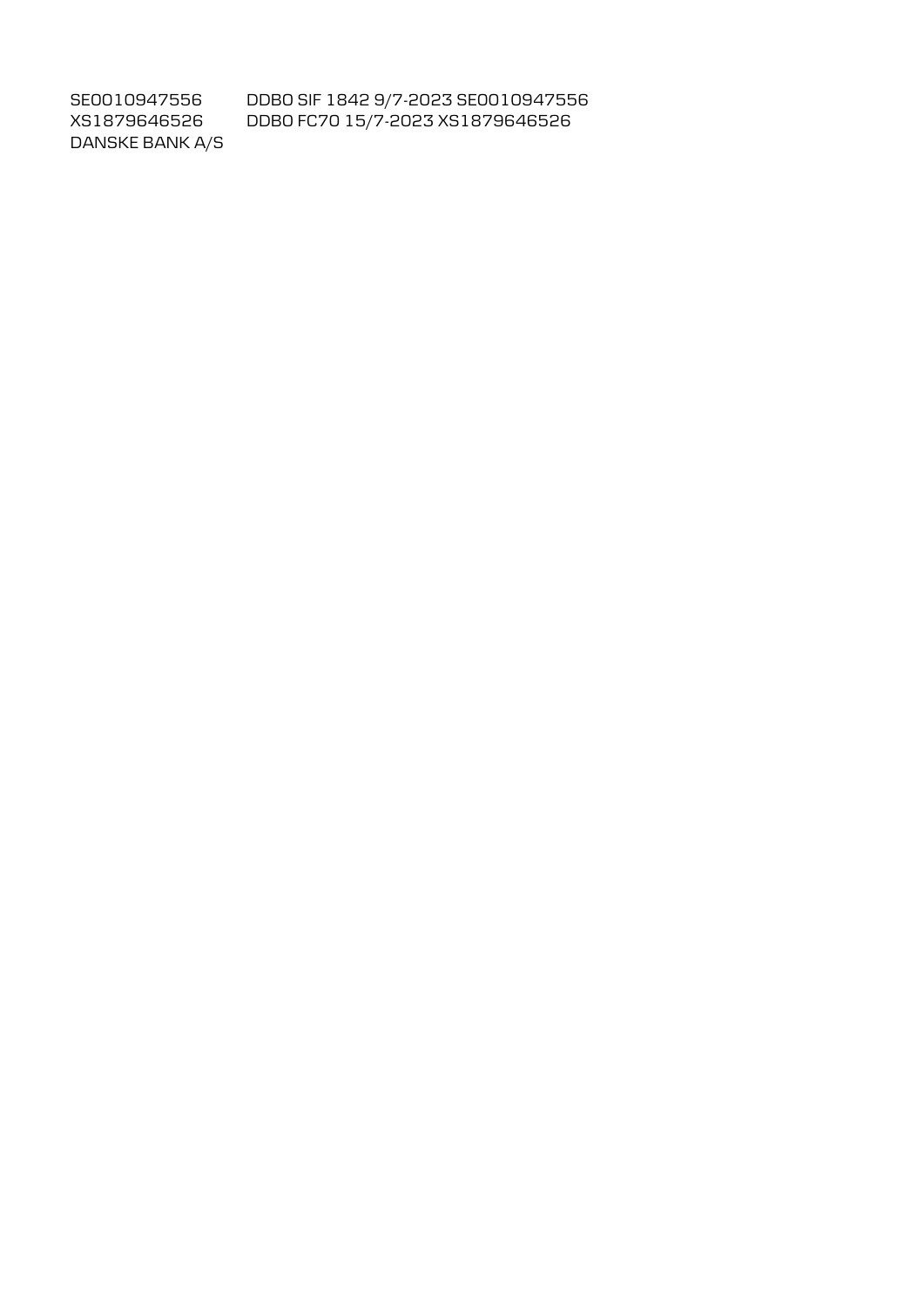| | |
|---|---|
| SE0010947556 | DDBO SIF 1842 9/7-2023 SE0010947556 |
| XS1879646526 | DDBO FC70 15/7-2023 XS1879646526 |
| DANSKE BANK A/S | |